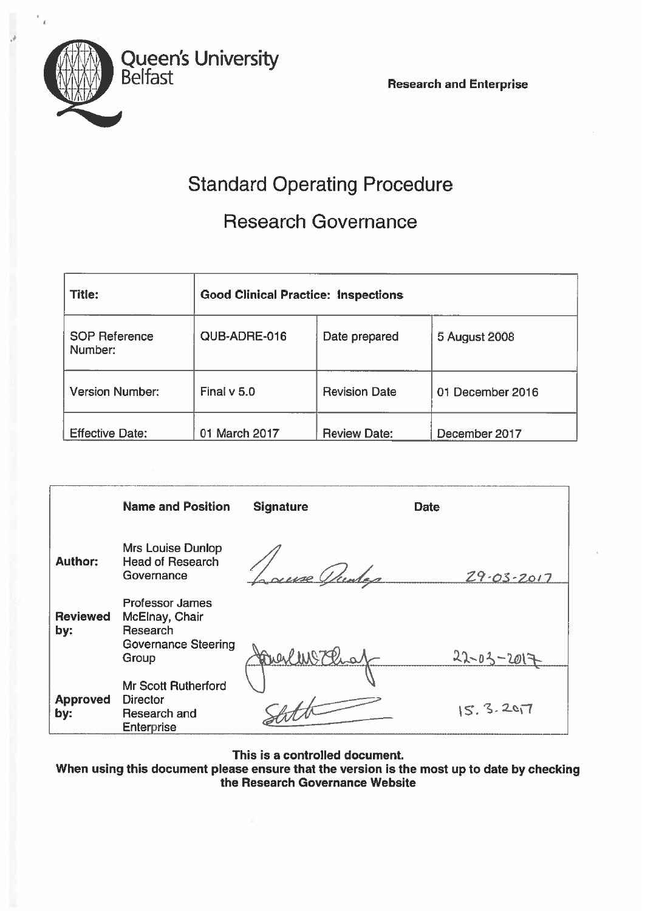Queen's University Belfast

Research and Enterprise

# Standard Operating Procedure

## Research Governance

| Title: | Good Clinical Practice: Inspections | | |
|---|---|---|---|
| SOP Reference Number: | QUB-ADRE-016 | Date prepared | 5 August 2008 |
| Version Number: | Final v 5.0 | Revision Date | 01 December 2016 |
| Effective Date: | 01 March 2017 | Review Date: | December 2017 |

| | Name and Position | Signature | Date |
|---|---|---|---|
| **Author:** | Mrs Louise Dunlop Head of Research Governance | Louise Dunlop | 29-03-2017 |
| **Reviewed by:** | Professor James McElnay, Chair Research Governance Steering Group | James McElnay | 22-03-2017 |
| **Approved by:** | Mr Scott Rutherford Director Research and Enterprise | Scott | 15.3.2017 |

**This is a controlled document.**
**When using this document please ensure that the version is the most up to date by checking the Research Governance Website**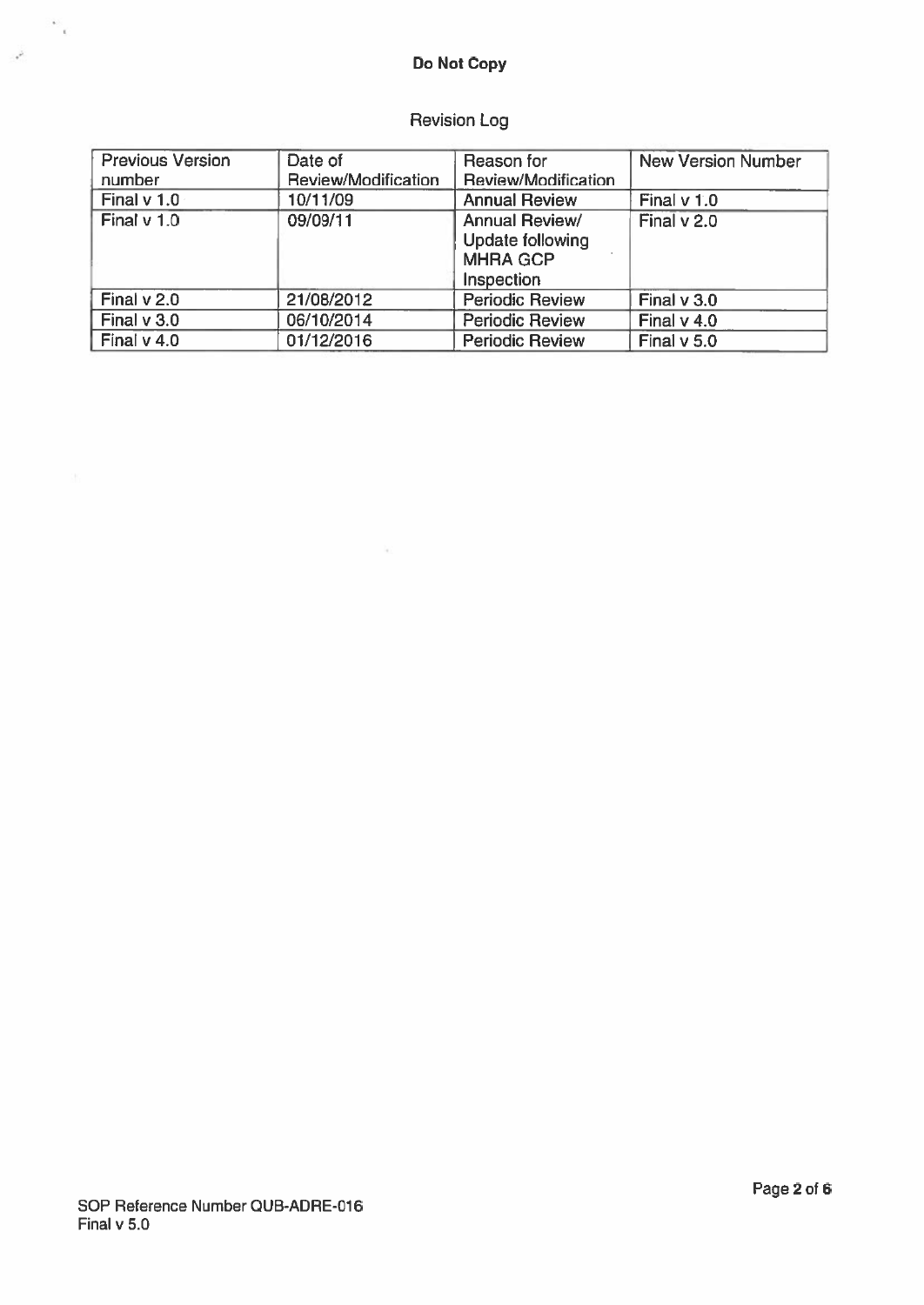## Revision Log

| Previous Version number | Date of Review/Modification | Reason for Review/Modification | New Version Number |
|---|---|---|---|
| Final v 1.0 | 10/11/09 | Annual Review | Final v 1.0 |
| Final v 1.0 | 09/09/11 | Annual Review/ Update following MHRA GCP Inspection | Final v 2.0 |
| Final v 2.0 | 21/08/2012 | Periodic Review | Final v 3.0 |
| Final v 3.0 | 06/10/2014 | Periodic Review | Final v 4.0 |
| Final v 4.0 | 01/12/2016 | Periodic Review | Final v 5.0 |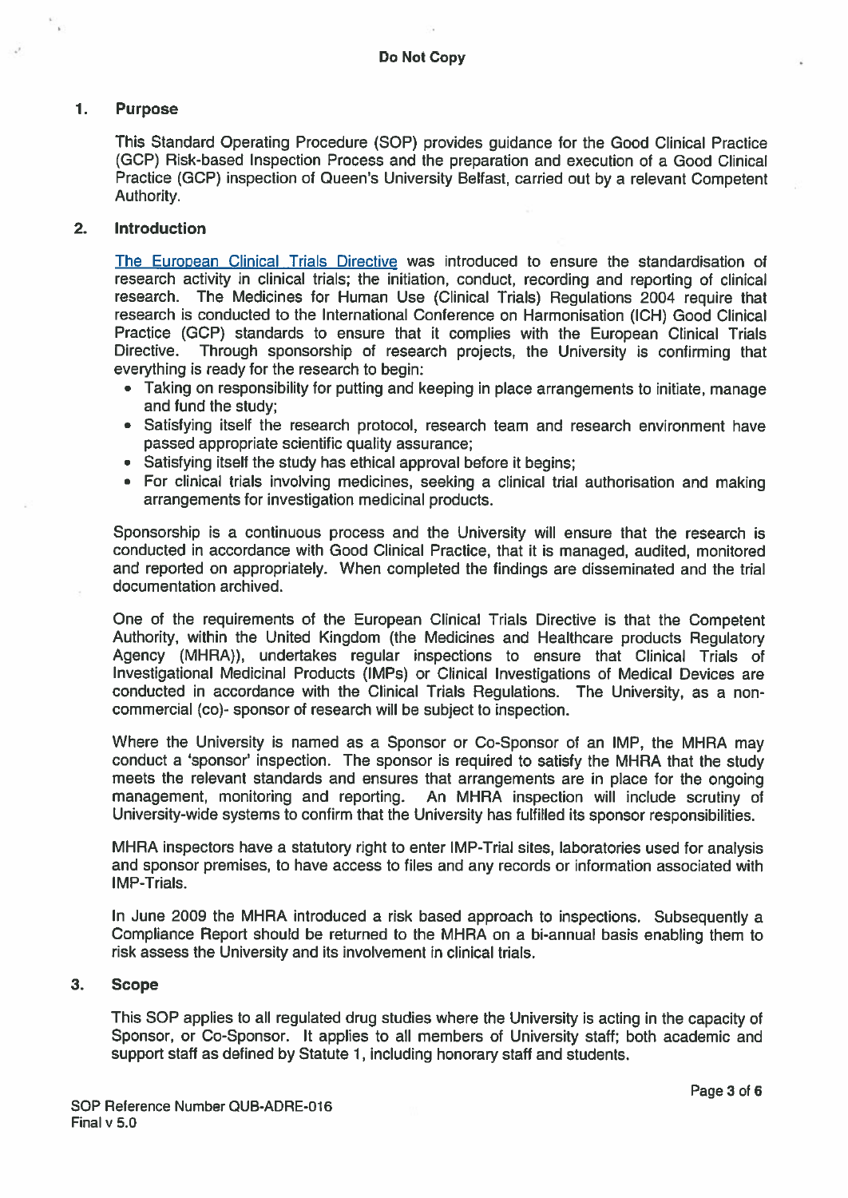## 1. Purpose

This Standard Operating Procedure (SOP) provides guidance for the Good Clinical Practice (GCP) Risk-based Inspection Process and the preparation and execution of a Good Clinical Practice (GCP) inspection of Queen's University Belfast, carried out by a relevant Competent Authority.

## 2. Introduction

The European Clinical Trials Directive was introduced to ensure the standardisation of research activity in clinical trials; the initiation, conduct, recording and reporting of clinical research. The Medicines for Human Use (Clinical Trials) Regulations 2004 require that research is conducted to the International Conference on Harmonisation (ICH) Good Clinical Practice (GCP) standards to ensure that it complies with the European Clinical Trials Directive. Through sponsorship of research projects, the University is confirming that everything is ready for the research to begin:

- Taking on responsibility for putting and keeping in place arrangements to initiate, manage and fund the study;
- Satisfying itself the research protocol, research team and research environment have passed appropriate scientific quality assurance;
- Satisfying itself the study has ethical approval before it begins;
- For clinical trials involving medicines, seeking a clinical trial authorisation and making arrangements for investigation medicinal products.

Sponsorship is a continuous process and the University will ensure that the research is conducted in accordance with Good Clinical Practice, that it is managed, audited, monitored and reported on appropriately. When completed the findings are disseminated and the trial documentation archived.

One of the requirements of the European Clinical Trials Directive is that the Competent Authority, within the United Kingdom (the Medicines and Healthcare products Regulatory Agency (MHRA)), undertakes regular inspections to ensure that Clinical Trials of Investigational Medicinal Products (IMPs) or Clinical Investigations of Medical Devices are conducted in accordance with the Clinical Trials Regulations. The University, as a non-commercial (co)- sponsor of research will be subject to inspection.

Where the University is named as a Sponsor or Co-Sponsor of an IMP, the MHRA may conduct a 'sponsor' inspection. The sponsor is required to satisfy the MHRA that the study meets the relevant standards and ensures that arrangements are in place for the ongoing management, monitoring and reporting. An MHRA inspection will include scrutiny of University-wide systems to confirm that the University has fulfilled its sponsor responsibilities.

MHRA inspectors have a statutory right to enter IMP-Trial sites, laboratories used for analysis and sponsor premises, to have access to files and any records or information associated with IMP-Trials.

In June 2009 the MHRA introduced a risk based approach to inspections. Subsequently a Compliance Report should be returned to the MHRA on a bi-annual basis enabling them to risk assess the University and its involvement in clinical trials.

## 3. Scope

This SOP applies to all regulated drug studies where the University is acting in the capacity of Sponsor, or Co-Sponsor. It applies to all members of University staff; both academic and support staff as defined by Statute 1, including honorary staff and students.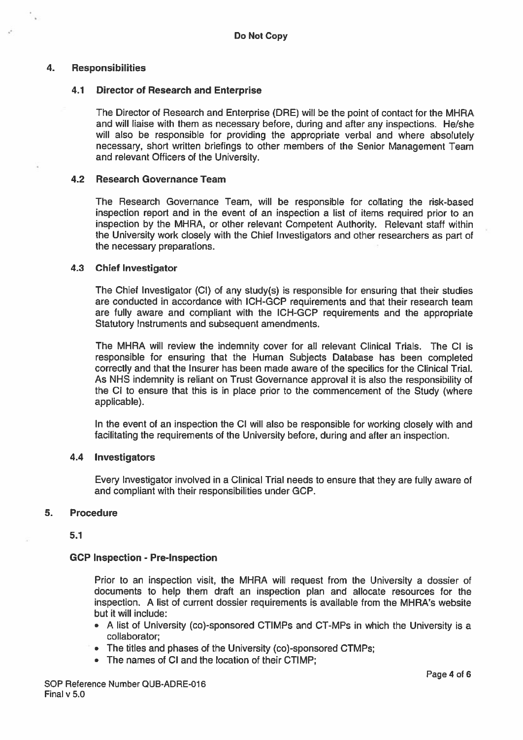**Do Not Copy**

## 4. Responsibilities

### 4.1 Director of Research and Enterprise

The Director of Research and Enterprise (DRE) will be the point of contact for the MHRA and will liaise with them as necessary before, during and after any inspections. He/she will also be responsible for providing the appropriate verbal and where absolutely necessary, short written briefings to other members of the Senior Management Team and relevant Officers of the University.

### 4.2 Research Governance Team

The Research Governance Team, will be responsible for collating the risk-based inspection report and in the event of an inspection a list of items required prior to an inspection by the MHRA, or other relevant Competent Authority. Relevant staff within the University work closely with the Chief Investigators and other researchers as part of the necessary preparations.

### 4.3 Chief Investigator

The Chief Investigator (CI) of any study(s) is responsible for ensuring that their studies are conducted in accordance with ICH-GCP requirements and that their research team are fully aware and compliant with the ICH-GCP requirements and the appropriate Statutory Instruments and subsequent amendments.

The MHRA will review the indemnity cover for all relevant Clinical Trials. The CI is responsible for ensuring that the Human Subjects Database has been completed correctly and that the Insurer has been made aware of the specifics for the Clinical Trial. As NHS indemnity is reliant on Trust Governance approval it is also the responsibility of the CI to ensure that this is in place prior to the commencement of the Study (where applicable).

In the event of an inspection the CI will also be responsible for working closely with and facilitating the requirements of the University before, during and after an inspection.

### 4.4 Investigators

Every Investigator involved in a Clinical Trial needs to ensure that they are fully aware of and compliant with their responsibilities under GCP.

## 5. Procedure

### 5.1

### GCP Inspection - Pre-Inspection

Prior to an inspection visit, the MHRA will request from the University a dossier of documents to help them draft an inspection plan and allocate resources for the inspection. A list of current dossier requirements is available from the MHRA's website but it will include:

- A list of University (co)-sponsored CTIMPs and CT-MPs in which the University is a collaborator;
- The titles and phases of the University (co)-sponsored CTMPs;
- The names of CI and the location of their CTIMP;

SOP Reference Number QUB-ADRE-016
Final v 5.0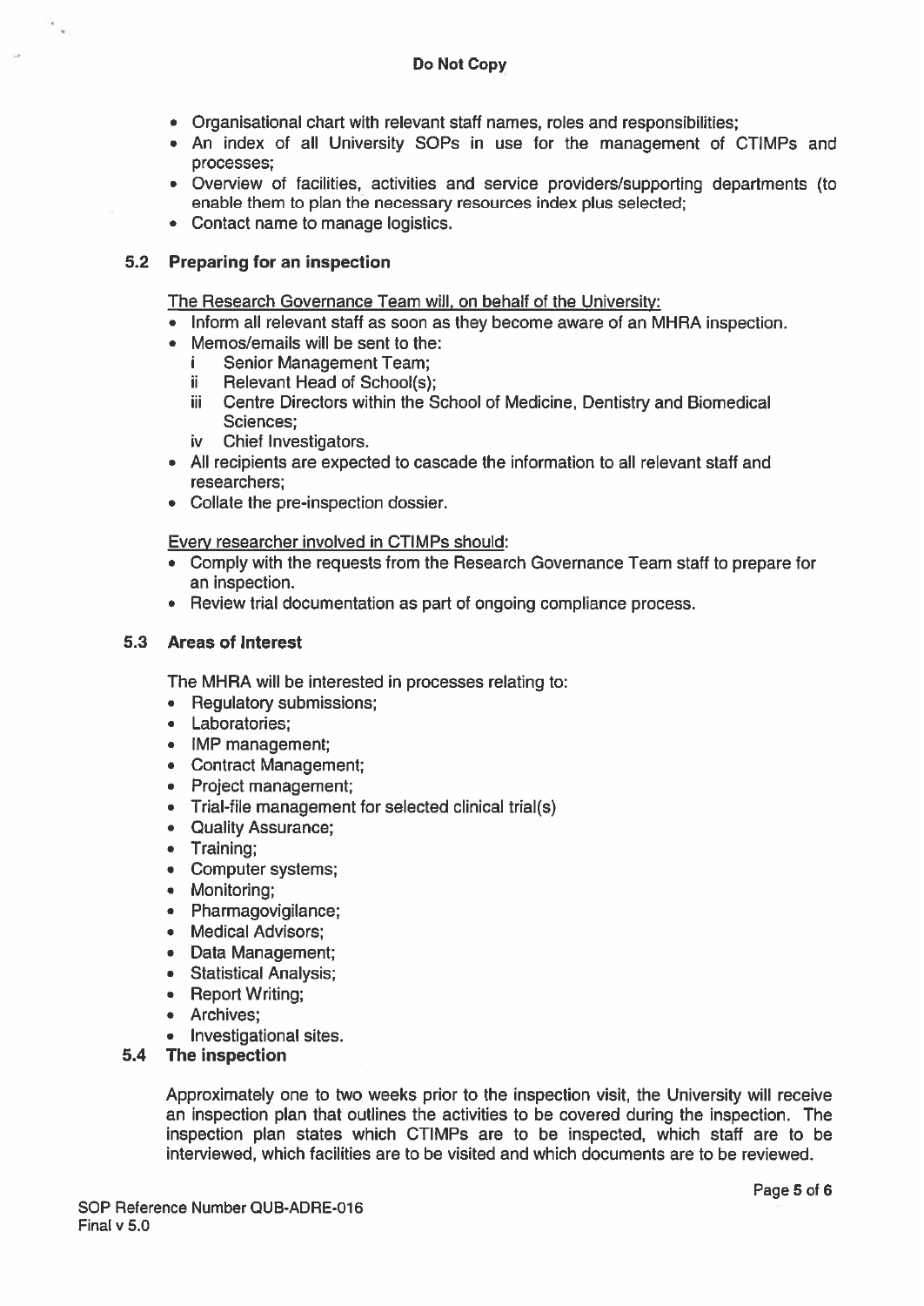- Organisational chart with relevant staff names, roles and responsibilities;
- An index of all University SOPs in use for the management of CTIMPs and processes;
- Overview of facilities, activities and service providers/supporting departments (to enable them to plan the necessary resources index plus selected;
- Contact name to manage logistics.

### 5.2 Preparing for an inspection

The Research Governance Team will, on behalf of the University:

- Inform all relevant staff as soon as they become aware of an MHRA inspection.
- Memos/emails will be sent to the:
  - i Senior Management Team;
  - ii Relevant Head of School(s);
  - iii Centre Directors within the School of Medicine, Dentistry and Biomedical Sciences;
  - iv Chief Investigators.
- All recipients are expected to cascade the information to all relevant staff and researchers;
- Collate the pre-inspection dossier.

Every researcher involved in CTIMPs should:

- Comply with the requests from the Research Governance Team staff to prepare for an inspection.
- Review trial documentation as part of ongoing compliance process.

### 5.3 Areas of Interest

The MHRA will be interested in processes relating to:

- Regulatory submissions;
- Laboratories;
- IMP management;
- Contract Management;
- Project management;
- Trial-file management for selected clinical trial(s)
- Quality Assurance;
- Training;
- Computer systems;
- Monitoring;
- Pharmagovigilance;
- Medical Advisors;
- Data Management;
- Statistical Analysis;
- Report Writing;
- Archives;
- Investigational sites.

### 5.4 The inspection

Approximately one to two weeks prior to the inspection visit, the University will receive an inspection plan that outlines the activities to be covered during the inspection. The inspection plan states which CTIMPs are to be inspected, which staff are to be interviewed, which facilities are to be visited and which documents are to be reviewed.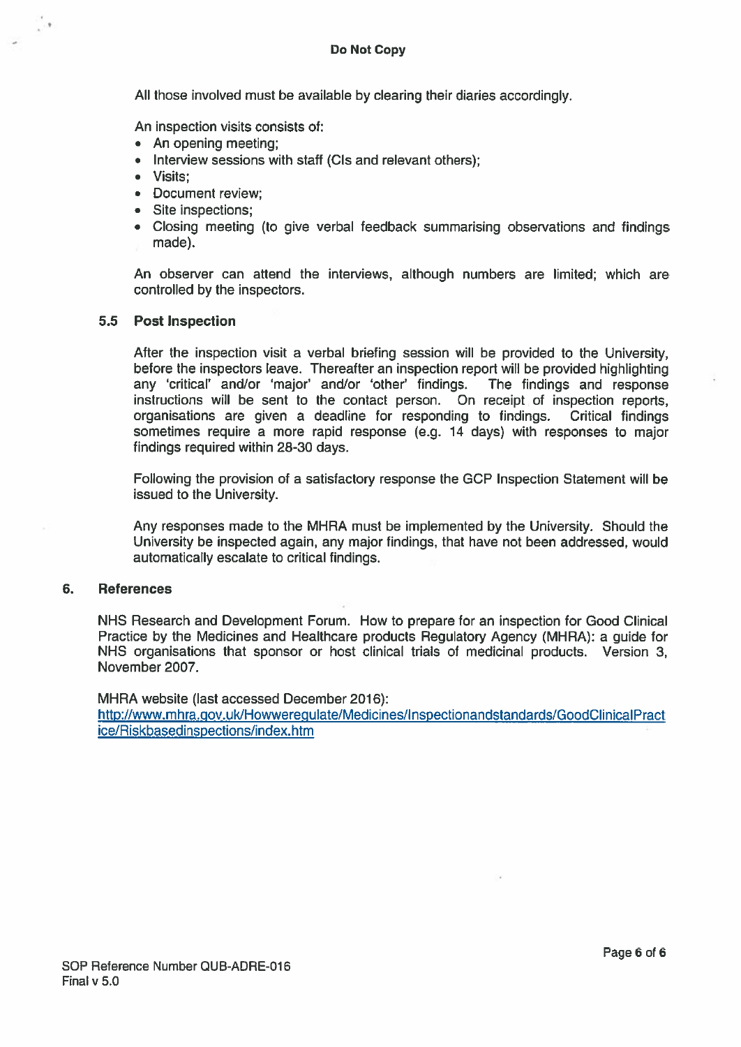All those involved must be available by clearing their diaries accordingly.

An inspection visits consists of:

- An opening meeting;
- Interview sessions with staff (CIs and relevant others);
- Visits;
- Document review;
- Site inspections;
- Closing meeting (to give verbal feedback summarising observations and findings made).

An observer can attend the interviews, although numbers are limited; which are controlled by the inspectors.

### 5.5 Post Inspection

After the inspection visit a verbal briefing session will be provided to the University, before the inspectors leave. Thereafter an inspection report will be provided highlighting any 'critical' and/or 'major' and/or 'other' findings. The findings and response instructions will be sent to the contact person. On receipt of inspection reports, organisations are given a deadline for responding to findings. Critical findings sometimes require a more rapid response (e.g. 14 days) with responses to major findings required within 28-30 days.

Following the provision of a satisfactory response the GCP Inspection Statement will be issued to the University.

Any responses made to the MHRA must be implemented by the University. Should the University be inspected again, any major findings, that have not been addressed, would automatically escalate to critical findings.

## 6. References

NHS Research and Development Forum. How to prepare for an inspection for Good Clinical Practice by the Medicines and Healthcare products Regulatory Agency (MHRA): a guide for NHS organisations that sponsor or host clinical trials of medicinal products. Version 3, November 2007.

MHRA website (last accessed December 2016):
http://www.mhra.gov.uk/Howweregulate/Medicines/Inspectionandstandards/GoodClinicalPractice/Riskbasedinspections/index.htm

SOP Reference Number QUB-ADRE-016
Final v 5.0